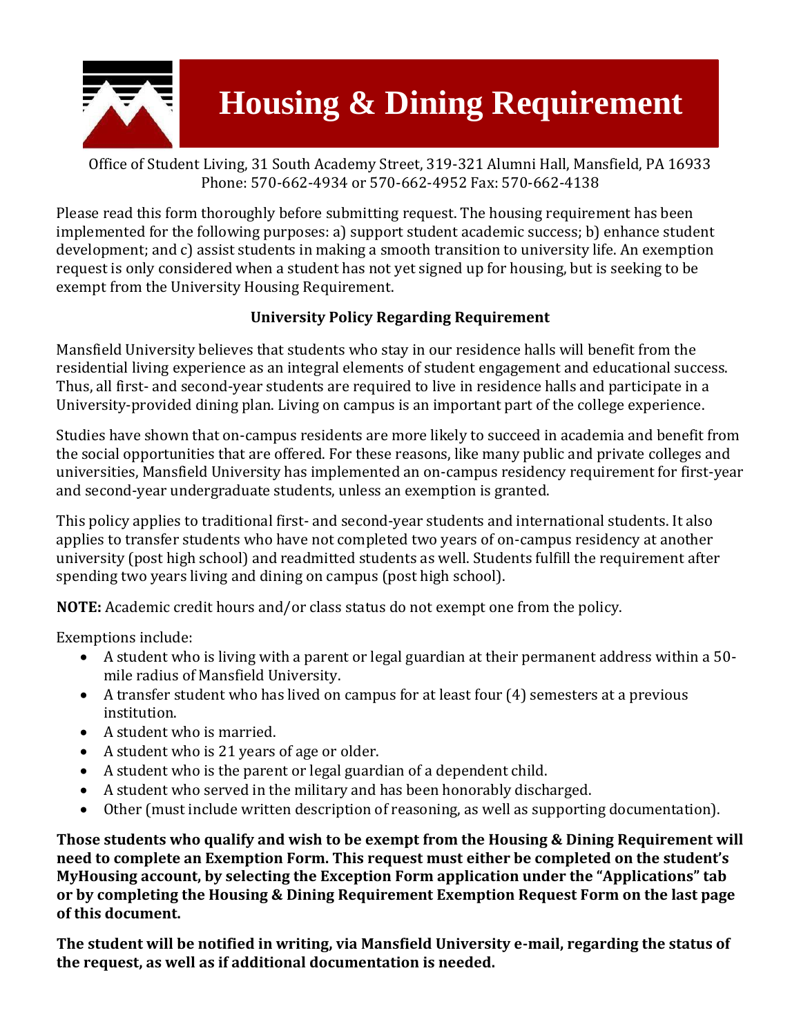# Housing & Dining Requirement

Office of Student Living, 31 South Academy Street, 319-321 Alumni Hall, Mansfield, PA 16933
Phone: 570-662-4934 or 570-662-4952 Fax: 570-662-4138

Please read this form thoroughly before submitting request. The housing requirement has been implemented for the following purposes: a) support student academic success; b) enhance student development; and c) assist students in making a smooth transition to university life. An exemption request is only considered when a student has not yet signed up for housing, but is seeking to be exempt from the University Housing Requirement.

**University Policy Regarding Requirement**

Mansfield University believes that students who stay in our residence halls will benefit from the residential living experience as an integral elements of student engagement and educational success. Thus, all first- and second-year students are required to live in residence halls and participate in a University-provided dining plan. Living on campus is an important part of the college experience.

Studies have shown that on-campus residents are more likely to succeed in academia and benefit from the social opportunities that are offered. For these reasons, like many public and private colleges and universities, Mansfield University has implemented an on-campus residency requirement for first-year and second-year undergraduate students, unless an exemption is granted.

This policy applies to traditional first- and second-year students and international students. It also applies to transfer students who have not completed two years of on-campus residency at another university (post high school) and readmitted students as well. Students fulfill the requirement after spending two years living and dining on campus (post high school).

**NOTE:** Academic credit hours and/or class status do not exempt one from the policy.

Exemptions include:

- A student who is living with a parent or legal guardian at their permanent address within a 50-mile radius of Mansfield University.
- A transfer student who has lived on campus for at least four (4) semesters at a previous institution.
- A student who is married.
- A student who is 21 years of age or older.
- A student who is the parent or legal guardian of a dependent child.
- A student who served in the military and has been honorably discharged.
- Other (must include written description of reasoning, as well as supporting documentation).

**Those students who qualify and wish to be exempt from the Housing & Dining Requirement will need to complete an Exemption Form. This request must either be completed on the student's MyHousing account, by selecting the Exception Form application under the "Applications" tab or by completing the Housing & Dining Requirement Exemption Request Form on the last page of this document.**

**The student will be notified in writing, via Mansfield University e-mail, regarding the status of the request, as well as if additional documentation is needed.**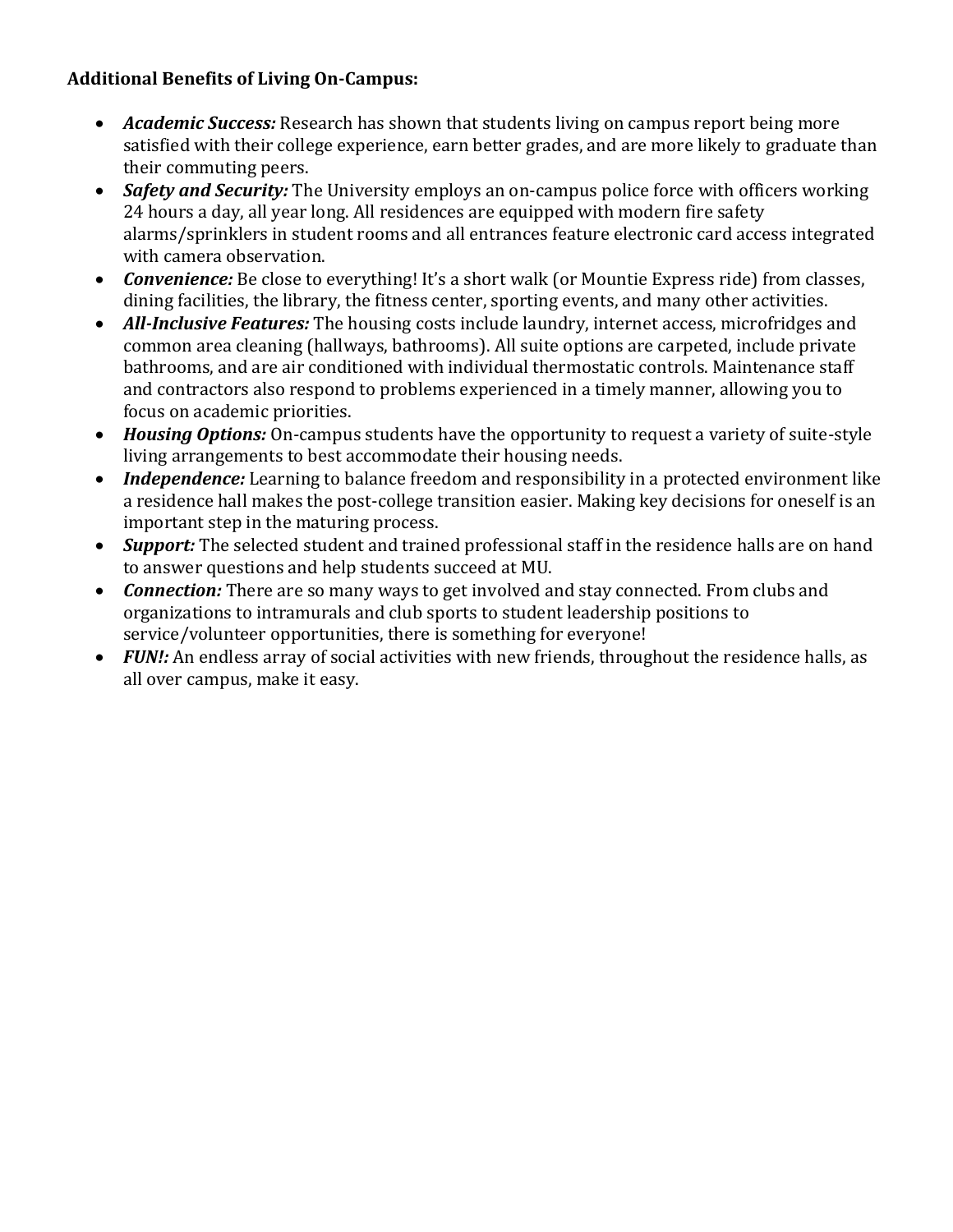**Additional Benefits of Living On-Campus:**

- ***Academic Success:*** Research has shown that students living on campus report being more satisfied with their college experience, earn better grades, and are more likely to graduate than their commuting peers.
- ***Safety and Security:*** The University employs an on-campus police force with officers working 24 hours a day, all year long. All residences are equipped with modern fire safety alarms/sprinklers in student rooms and all entrances feature electronic card access integrated with camera observation.
- ***Convenience:*** Be close to everything! It's a short walk (or Mountie Express ride) from classes, dining facilities, the library, the fitness center, sporting events, and many other activities.
- ***All-Inclusive Features:*** The housing costs include laundry, internet access, microfridges and common area cleaning (hallways, bathrooms). All suite options are carpeted, include private bathrooms, and are air conditioned with individual thermostatic controls. Maintenance staff and contractors also respond to problems experienced in a timely manner, allowing you to focus on academic priorities.
- ***Housing Options:*** On-campus students have the opportunity to request a variety of suite-style living arrangements to best accommodate their housing needs.
- ***Independence:*** Learning to balance freedom and responsibility in a protected environment like a residence hall makes the post-college transition easier. Making key decisions for oneself is an important step in the maturing process.
- ***Support:*** The selected student and trained professional staff in the residence halls are on hand to answer questions and help students succeed at MU.
- ***Connection:*** There are so many ways to get involved and stay connected. From clubs and organizations to intramurals and club sports to student leadership positions to service/volunteer opportunities, there is something for everyone!
- ***FUN!:*** An endless array of social activities with new friends, throughout the residence halls, as all over campus, make it easy.